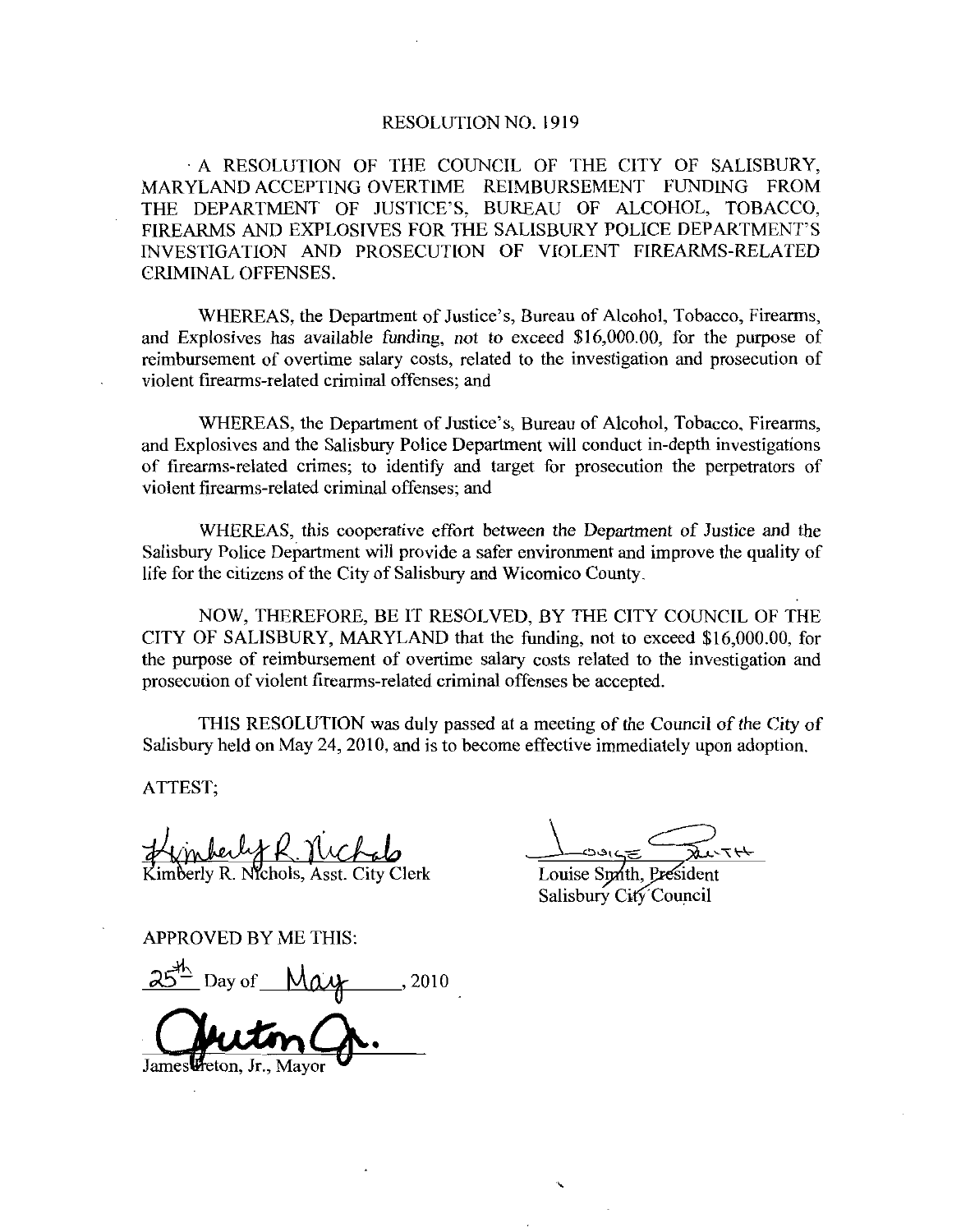# RESOLUTION NO. 1919

A RESOLUTION OF THE COUNCIL OF THE CITY OF SALISBURY, MARYLAND ACCEPTING OVERTIME REIMBURSEMENT FUNDING FROM THE DEPARTMENT OF JUSTICE'S, BUREAU OF ALCOHOL, TOBACCO, FIREARMS AND EXPLOSIVES FOR THE SALISBURY POLICE DEPARTMENT'S INVESTIGATION AND PROSECUTION OF VIOLENT FIREARMS-RELATED CRIMINAL OFFENSES.

WHEREAS, the Department of Justice's, Bureau of Alcohol, Tobacco, Firearms, and Explosives has available funding, not to exceed $16,000.00, for the purpose of reimbursement of overtime salary costs, related to the investigation and prosecution of violent firearms-related criminal offenses; and

WHEREAS, the Department of Justice's, Bureau of Alcohol, Tobacco, Firearms, and Explosives and the Salisbury Police Department will conduct in-depth investigations of firearms-related crimes; to identify and target for prosecution the perpetrators of violent firearms-related criminal offenses; and

WHEREAS, this cooperative effort between the Department of Justice and the Salisbury Police Department will provide a safer environment and improve the quality of life for the citizens of the City of Salisbury and Wicomico County.

NOW, THEREFORE, BE IT RESOLVED, BY THE CITY COUNCIL OF THE CITY OF SALISBURY, MARYLAND that the funding, not to exceed $16,000.00, for the purpose of reimbursement of overtime salary costs related to the investigation and prosecution of violent firearms-related criminal offenses be accepted.

THIS RESOLUTION was duly passed at a meeting of the Council of the City of Salisbury held on May 24, 2010, and is to become effective immediately upon adoption.

ATTEST;

Kimberly R. Nichols, Asst. City Clerk

Louise Smith, President
Salisbury City Council

APPROVED BY ME THIS:

25th Day of May, 2010

James Ireton, Jr., Mayor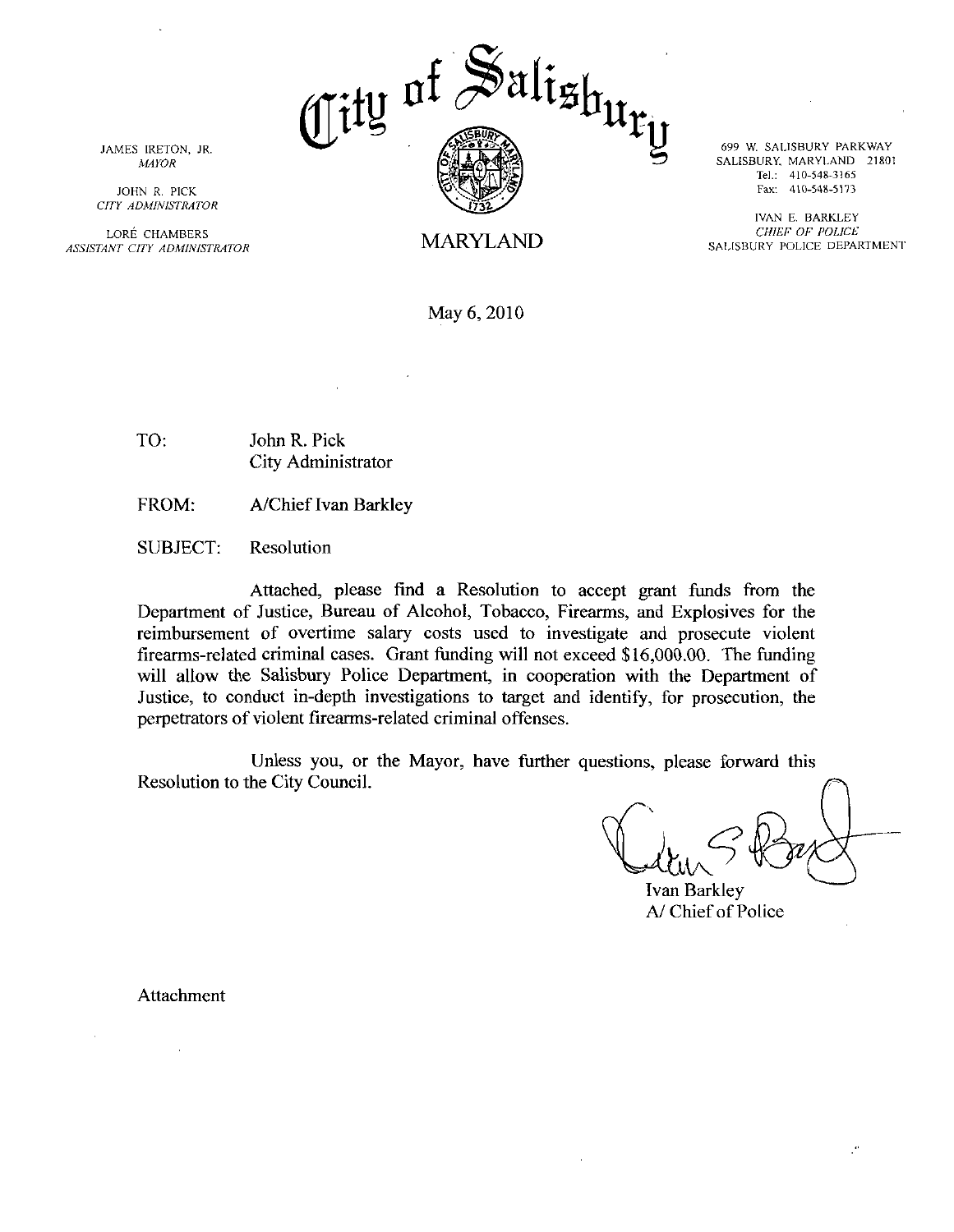# City of Salisbury

JAMES IRETON, JR.
*MAYOR*

JOHN R. PICK
*CITY ADMINISTRATOR*

LORÉ CHAMBERS
*ASSISTANT CITY ADMINISTRATOR*

MARYLAND

699 W. SALISBURY PARKWAY
SALISBURY, MARYLAND 21801
Tel.: 410-548-3165
Fax: 410-548-5173

IVAN E. BARKLEY
*CHIEF OF POLICE*
SALISBURY POLICE DEPARTMENT

May 6, 2010

TO: John R. Pick
City Administrator

FROM: A/Chief Ivan Barkley

SUBJECT: Resolution

Attached, please find a Resolution to accept grant funds from the Department of Justice, Bureau of Alcohol, Tobacco, Firearms, and Explosives for the reimbursement of overtime salary costs used to investigate and prosecute violent firearms-related criminal cases. Grant funding will not exceed $16,000.00. The funding will allow the Salisbury Police Department, in cooperation with the Department of Justice, to conduct in-depth investigations to target and identify, for prosecution, the perpetrators of violent firearms-related criminal offenses.

Unless you, or the Mayor, have further questions, please forward this Resolution to the City Council.

Ivan Barkley
A/ Chief of Police

Attachment